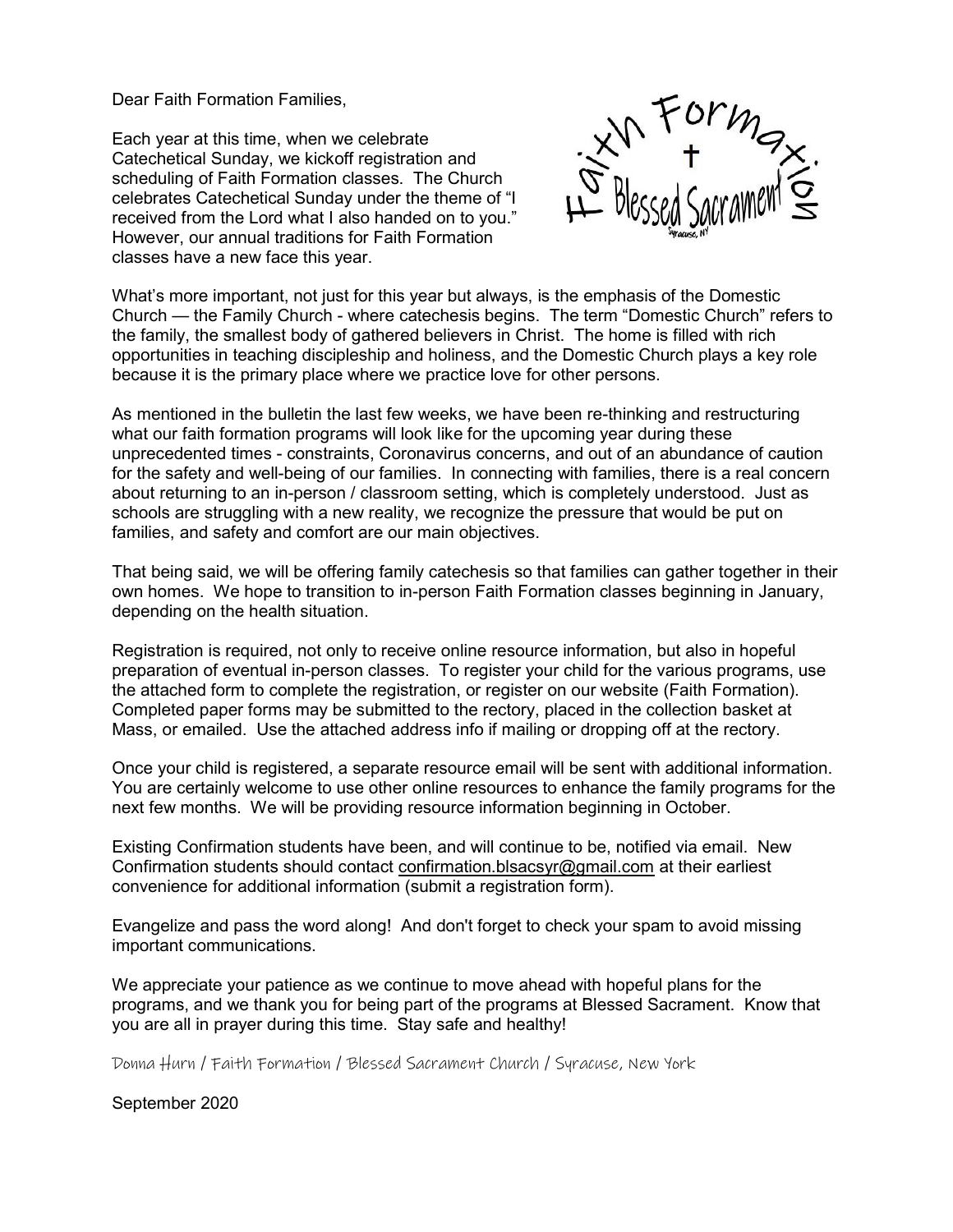Dear Faith Formation Families,

Each year at this time, when we celebrate Catechetical Sunday, we kickoff registration and scheduling of Faith Formation classes. The Church celebrates Catechetical Sunday under the theme of "I received from the Lord what I also handed on to you." However, our annual traditions for Faith Formation classes have a new face this year.

Faith Formation
†
Blessed Sacrament
Syracuse, NY

What's more important, not just for this year but always, is the emphasis of the Domestic Church — the Family Church - where catechesis begins. The term "Domestic Church" refers to the family, the smallest body of gathered believers in Christ. The home is filled with rich opportunities in teaching discipleship and holiness, and the Domestic Church plays a key role because it is the primary place where we practice love for other persons.

As mentioned in the bulletin the last few weeks, we have been re-thinking and restructuring what our faith formation programs will look like for the upcoming year during these unprecedented times - constraints, Coronavirus concerns, and out of an abundance of caution for the safety and well-being of our families. In connecting with families, there is a real concern about returning to an in-person / classroom setting, which is completely understood. Just as schools are struggling with a new reality, we recognize the pressure that would be put on families, and safety and comfort are our main objectives.

That being said, we will be offering family catechesis so that families can gather together in their own homes. We hope to transition to in-person Faith Formation classes beginning in January, depending on the health situation.

Registration is required, not only to receive online resource information, but also in hopeful preparation of eventual in-person classes. To register your child for the various programs, use the attached form to complete the registration, or register on our website (Faith Formation). Completed paper forms may be submitted to the rectory, placed in the collection basket at Mass, or emailed. Use the attached address info if mailing or dropping off at the rectory.

Once your child is registered, a separate resource email will be sent with additional information. You are certainly welcome to use other online resources to enhance the family programs for the next few months. We will be providing resource information beginning in October.

Existing Confirmation students have been, and will continue to be, notified via email. New Confirmation students should contact confirmation.blsacsyr@gmail.com at their earliest convenience for additional information (submit a registration form).

Evangelize and pass the word along! And don't forget to check your spam to avoid missing important communications.

We appreciate your patience as we continue to move ahead with hopeful plans for the programs, and we thank you for being part of the programs at Blessed Sacrament. Know that you are all in prayer during this time. Stay safe and healthy!

Donna Hurn / Faith Formation / Blessed Sacrament Church / Syracuse, New York

September 2020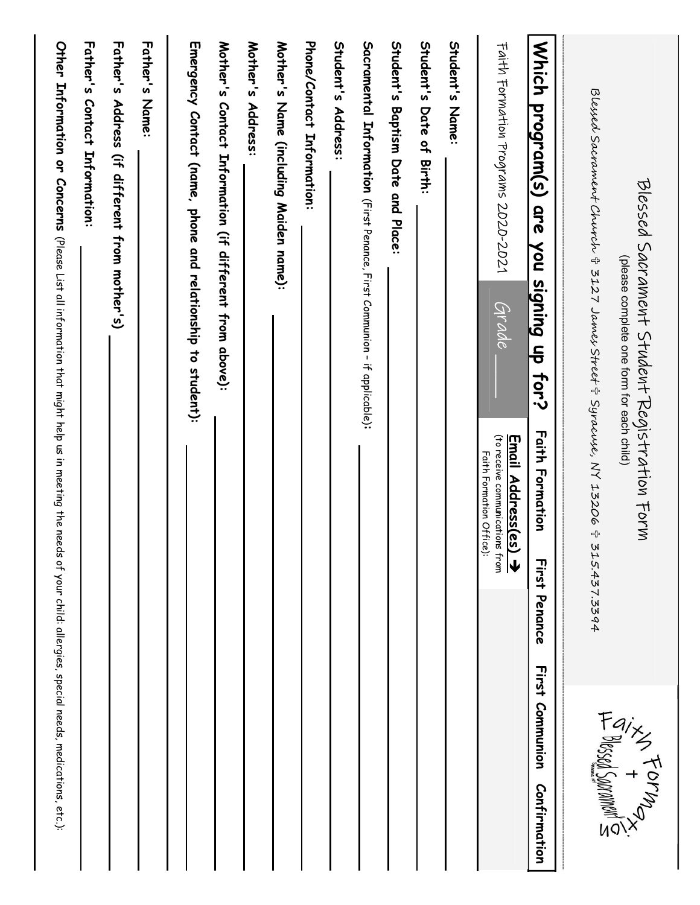# Blessed Sacrament Student Registration Form

(please complete one form for each child)

*Blessed Sacrament Church ✝ 3127 James Street ✝ Syracuse, NY 13206 ✝ 315.437.3394*

Faith Formation + Blessed Sacrament's

**Which program(s) are you signing up for?** Faith Formation  First Penance  First Communion  Confirmation

Faith Formation Programs 2020-2021

Grade ____

**Email Address(es) →** (to receive communications from Faith Formation Office):

**Student's Name:**

**Student's Date of Birth:**

**Student's Baptism Date and Place:**

**Sacramental Information** (First Penance, First Communion – if applicable):

**Student's Address:**

**Phone/Contact Information:**

**Mother's Name (including Maiden name):**

**Mother's Address:**

**Mother's Contact Information (if different from above):**

**Emergency Contact (name, phone and relationship to student):**

**Father's Name:**

**Father's Address (if different from mother's)**

**Father's Contact Information:**

**Other Information or Concerns** (Please List all information that might help us in meeting the needs of your child: allergies, special needs, medications, etc.):